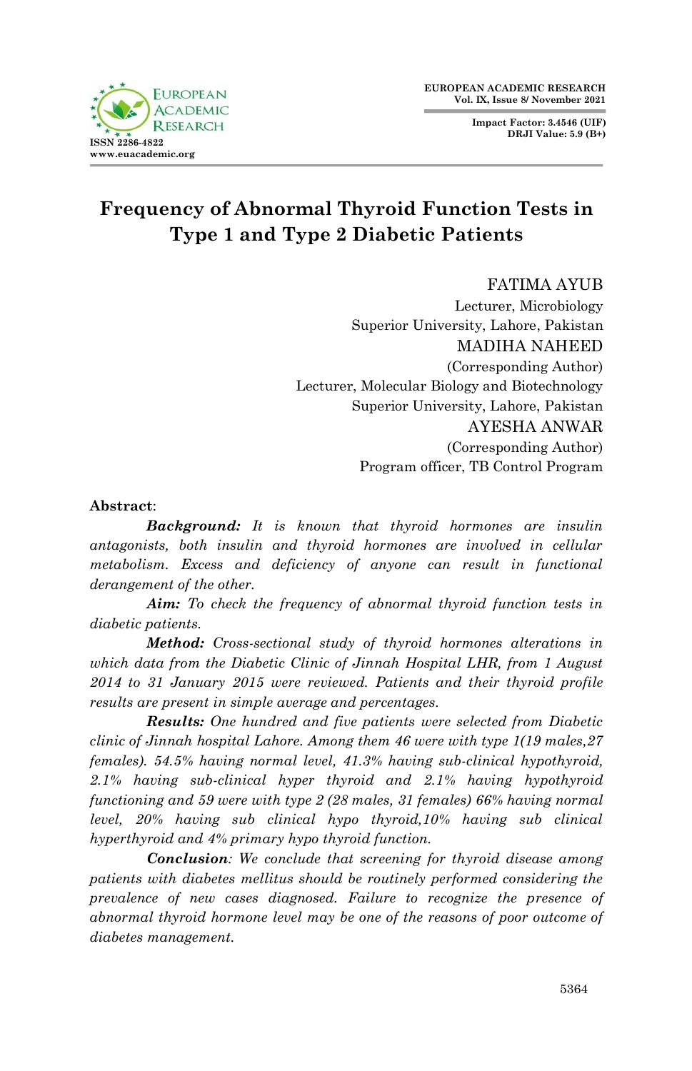# Frequency of Abnormal Thyroid Function Tests in Type 1 and Type 2 Diabetic Patients

FATIMA AYUB
Lecturer, Microbiology
Superior University, Lahore, Pakistan

MADIHA NAHEED
(Corresponding Author)
Lecturer, Molecular Biology and Biotechnology
Superior University, Lahore, Pakistan

AYESHA ANWAR
(Corresponding Author)
Program officer, TB Control Program

**Abstract**:

***Background:*** *It is known that thyroid hormones are insulin antagonists, both insulin and thyroid hormones are involved in cellular metabolism. Excess and deficiency of anyone can result in functional derangement of the other.*

***Aim:*** *To check the frequency of abnormal thyroid function tests in diabetic patients.*

***Method:*** *Cross-sectional study of thyroid hormones alterations in which data from the Diabetic Clinic of Jinnah Hospital LHR, from 1 August 2014 to 31 January 2015 were reviewed. Patients and their thyroid profile results are present in simple average and percentages.*

***Results:*** *One hundred and five patients were selected from Diabetic clinic of Jinnah hospital Lahore. Among them 46 were with type 1(19 males,27 females). 54.5% having normal level, 41.3% having sub-clinical hypothyroid, 2.1% having sub-clinical hyper thyroid and 2.1% having hypothyroid functioning and 59 were with type 2 (28 males, 31 females) 66% having normal level, 20% having sub clinical hypo thyroid,10% having sub clinical hyperthyroid and 4% primary hypo thyroid function.*

***Conclusion****: We conclude that screening for thyroid disease among patients with diabetes mellitus should be routinely performed considering the prevalence of new cases diagnosed. Failure to recognize the presence of abnormal thyroid hormone level may be one of the reasons of poor outcome of diabetes management.*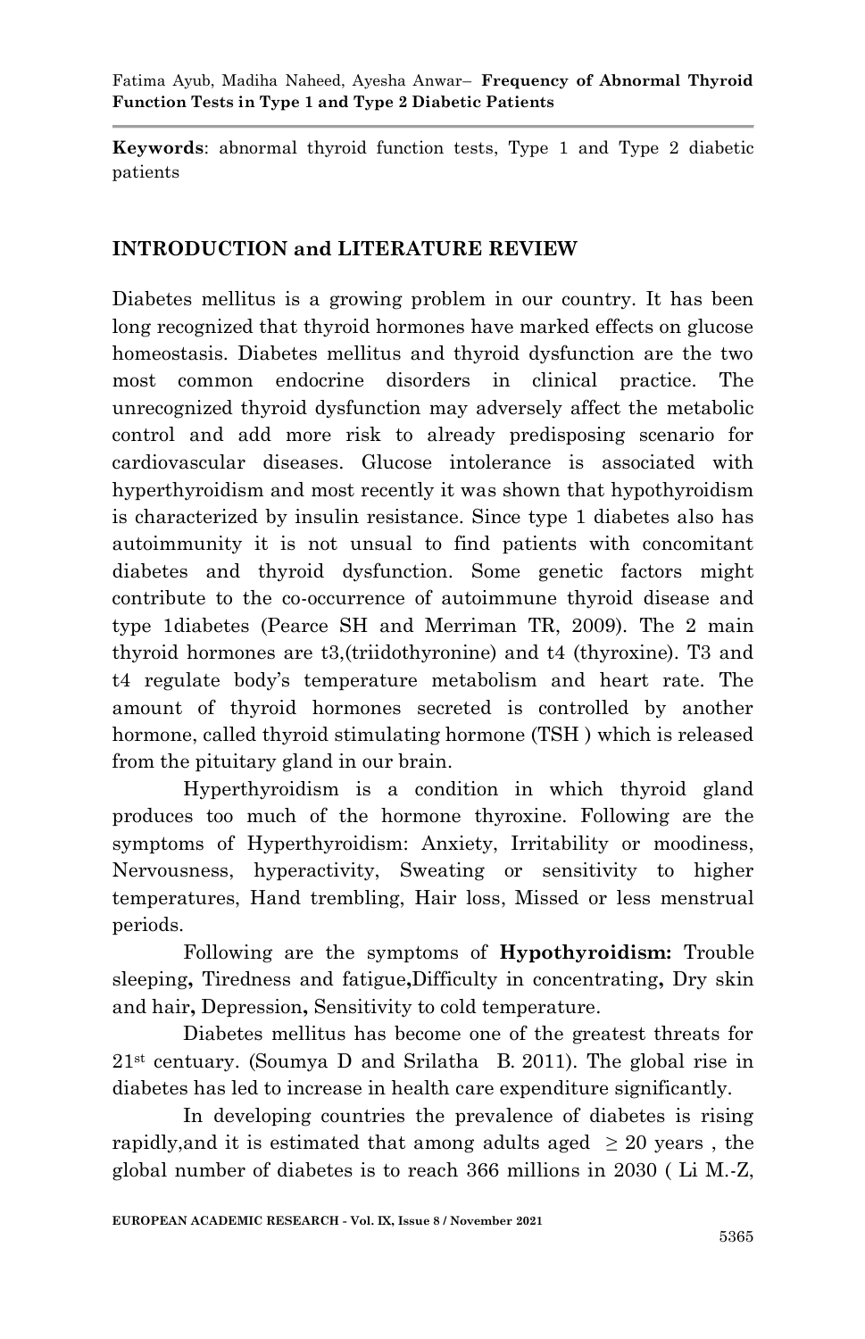**Keywords**: abnormal thyroid function tests, Type 1 and Type 2 diabetic patients

## INTRODUCTION and LITERATURE REVIEW

Diabetes mellitus is a growing problem in our country. It has been long recognized that thyroid hormones have marked effects on glucose homeostasis. Diabetes mellitus and thyroid dysfunction are the two most common endocrine disorders in clinical practice. The unrecognized thyroid dysfunction may adversely affect the metabolic control and add more risk to already predisposing scenario for cardiovascular diseases. Glucose intolerance is associated with hyperthyroidism and most recently it was shown that hypothyroidism is characterized by insulin resistance. Since type 1 diabetes also has autoimmunity it is not unusual to find patients with concomitant diabetes and thyroid dysfunction. Some genetic factors might contribute to the co-occurrence of autoimmune thyroid disease and type 1diabetes (Pearce SH and Merriman TR, 2009). The 2 main thyroid hormones are t3,(triidothyronine) and t4 (thyroxine). T3 and t4 regulate body's temperature metabolism and heart rate. The amount of thyroid hormones secreted is controlled by another hormone, called thyroid stimulating hormone (TSH ) which is released from the pituitary gland in our brain.

Hyperthyroidism is a condition in which thyroid gland produces too much of the hormone thyroxine. Following are the symptoms of Hyperthyroidism: Anxiety, Irritability or moodiness, Nervousness, hyperactivity, Sweating or sensitivity to higher temperatures, Hand trembling, Hair loss, Missed or less menstrual periods.

Following are the symptoms of **Hypothyroidism:** Trouble sleeping**,** Tiredness and fatigue**,**Difficulty in concentrating**,** Dry skin and hair**,** Depression**,** Sensitivity to cold temperature.

Diabetes mellitus has become one of the greatest threats for 21st centuary. (Soumya D and Srilatha B. 2011). The global rise in diabetes has led to increase in health care expenditure significantly.

In developing countries the prevalence of diabetes is rising rapidly,and it is estimated that among adults aged $\geq 20$ years , the global number of diabetes is to reach 366 millions in 2030 ( Li M.-Z,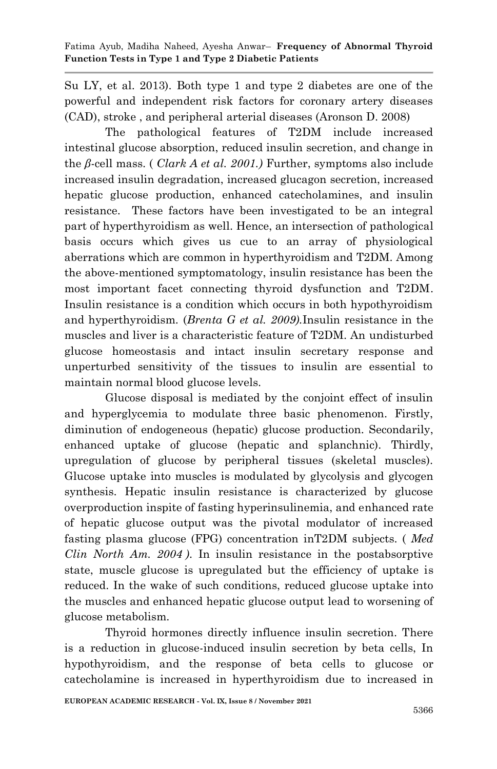Su LY, et al. 2013). Both type 1 and type 2 diabetes are one of the powerful and independent risk factors for coronary artery diseases (CAD), stroke , and peripheral arterial diseases (Aronson D. 2008)

The pathological features of T2DM include increased intestinal glucose absorption, reduced insulin secretion, and change in the *β*-cell mass. ( *Clark A et al. 2001.)* Further, symptoms also include increased insulin degradation, increased glucagon secretion, increased hepatic glucose production, enhanced catecholamines, and insulin resistance. These factors have been investigated to be an integral part of hyperthyroidism as well. Hence, an intersection of pathological basis occurs which gives us cue to an array of physiological aberrations which are common in hyperthyroidism and T2DM. Among the above-mentioned symptomatology, insulin resistance has been the most important facet connecting thyroid dysfunction and T2DM. Insulin resistance is a condition which occurs in both hypothyroidism and hyperthyroidism. (*Brenta G et al. 2009).*Insulin resistance in the muscles and liver is a characteristic feature of T2DM. An undisturbed glucose homeostasis and intact insulin secretary response and unperturbed sensitivity of the tissues to insulin are essential to maintain normal blood glucose levels.

Glucose disposal is mediated by the conjoint effect of insulin and hyperglycemia to modulate three basic phenomenon. Firstly, diminution of endogeneous (hepatic) glucose production. Secondarily, enhanced uptake of glucose (hepatic and splanchnic). Thirdly, upregulation of glucose by peripheral tissues (skeletal muscles). Glucose uptake into muscles is modulated by glycolysis and glycogen synthesis. Hepatic insulin resistance is characterized by glucose overproduction inspite of fasting hyperinsulinemia, and enhanced rate of hepatic glucose output was the pivotal modulator of increased fasting plasma glucose (FPG) concentration inT2DM subjects. ( *Med Clin North Am. 2004 ).* In insulin resistance in the postabsorptive state, muscle glucose is upregulated but the efficiency of uptake is reduced. In the wake of such conditions, reduced glucose uptake into the muscles and enhanced hepatic glucose output lead to worsening of glucose metabolism.

Thyroid hormones directly influence insulin secretion. There is a reduction in glucose-induced insulin secretion by beta cells, In hypothyroidism, and the response of beta cells to glucose or catecholamine is increased in hyperthyroidism due to increased in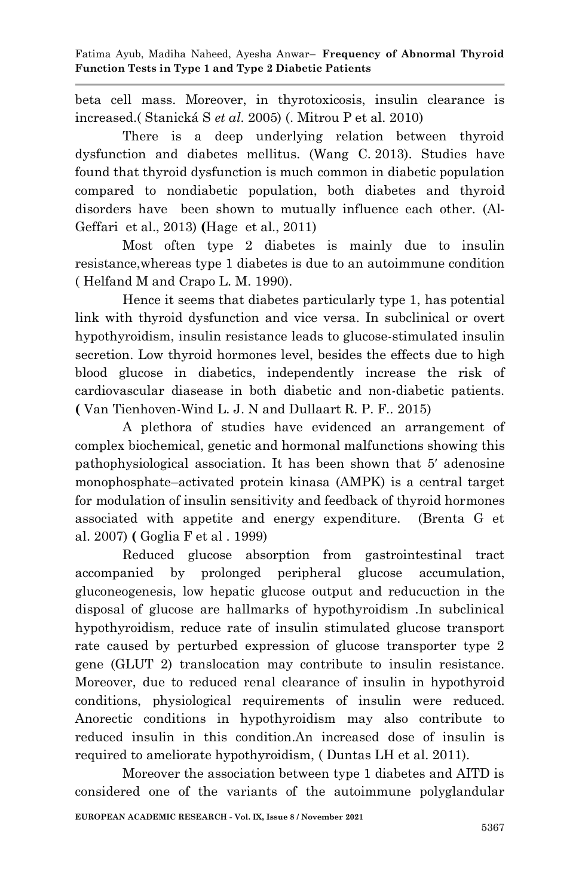beta cell mass. Moreover, in thyrotoxicosis, insulin clearance is increased.( Stanická S *et al.* 2005) (. Mitrou P et al. 2010)

There is a deep underlying relation between thyroid dysfunction and diabetes mellitus. (Wang C. 2013). Studies have found that thyroid dysfunction is much common in diabetic population compared to nondiabetic population, both diabetes and thyroid disorders have been shown to mutually influence each other. (Al-Geffari et al., 2013) **(**Hage et al., 2011)

Most often type 2 diabetes is mainly due to insulin resistance,whereas type 1 diabetes is due to an autoimmune condition ( Helfand M and Crapo L. M. 1990).

Hence it seems that diabetes particularly type 1, has potential link with thyroid dysfunction and vice versa. In subclinical or overt hypothyroidism, insulin resistance leads to glucose-stimulated insulin secretion. Low thyroid hormones level, besides the effects due to high blood glucose in diabetics, independently increase the risk of cardiovascular diasease in both diabetic and non-diabetic patients. **(** Van Tienhoven-Wind L. J. N and Dullaart R. P. F.. 2015)

A plethora of studies have evidenced an arrangement of complex biochemical, genetic and hormonal malfunctions showing this pathophysiological association. It has been shown that 5′ adenosine monophosphate–activated protein kinasa (AMPK) is a central target for modulation of insulin sensitivity and feedback of thyroid hormones associated with appetite and energy expenditure. (Brenta G et al. 2007) **(** Goglia F et al . 1999)

Reduced glucose absorption from gastrointestinal tract accompanied by prolonged peripheral glucose accumulation, gluconeogenesis, low hepatic glucose output and reducuction in the disposal of glucose are hallmarks of hypothyroidism .In subclinical hypothyroidism, reduce rate of insulin stimulated glucose transport rate caused by perturbed expression of glucose transporter type 2 gene (GLUT 2) translocation may contribute to insulin resistance. Moreover, due to reduced renal clearance of insulin in hypothyroid conditions, physiological requirements of insulin were reduced. Anorectic conditions in hypothyroidism may also contribute to reduced insulin in this condition.An increased dose of insulin is required to ameliorate hypothyroidism, ( Duntas LH et al. 2011).

Moreover the association between type 1 diabetes and AITD is considered one of the variants of the autoimmune polyglandular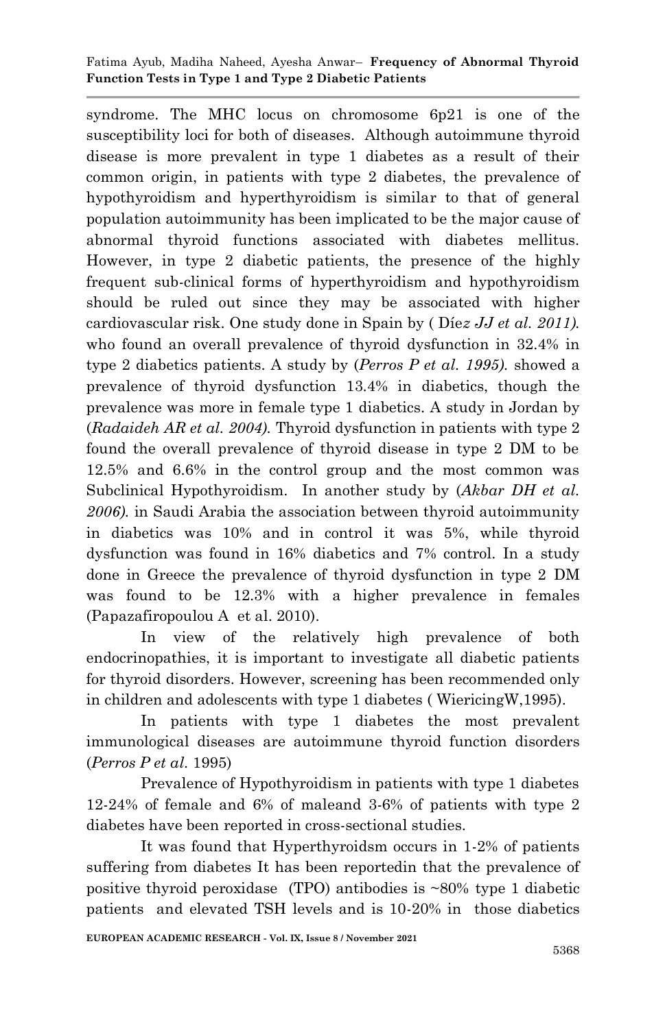syndrome. The MHC locus on chromosome 6p21 is one of the susceptibility loci for both of diseases. Although autoimmune thyroid disease is more prevalent in type 1 diabetes as a result of their common origin, in patients with type 2 diabetes, the prevalence of hypothyroidism and hyperthyroidism is similar to that of general population autoimmunity has been implicated to be the major cause of abnormal thyroid functions associated with diabetes mellitus. However, in type 2 diabetic patients, the presence of the highly frequent sub-clinical forms of hyperthyroidism and hypothyroidism should be ruled out since they may be associated with higher cardiovascular risk. One study done in Spain by ( Díe*z JJ et al. 2011).* who found an overall prevalence of thyroid dysfunction in 32.4% in type 2 diabetics patients. A study by (*Perros P et al. 1995).* showed a prevalence of thyroid dysfunction 13.4% in diabetics, though the prevalence was more in female type 1 diabetics. A study in Jordan by (*Radaideh AR et al. 2004).* Thyroid dysfunction in patients with type 2 found the overall prevalence of thyroid disease in type 2 DM to be 12.5% and 6.6% in the control group and the most common was Subclinical Hypothyroidism. In another study by (*Akbar DH et al. 2006).* in Saudi Arabia the association between thyroid autoimmunity in diabetics was 10% and in control it was 5%, while thyroid dysfunction was found in 16% diabetics and 7% control. In a study done in Greece the prevalence of thyroid dysfunction in type 2 DM was found to be 12.3% with a higher prevalence in females (Papazafiropoulou A et al. 2010).

In view of the relatively high prevalence of both endocrinopathies, it is important to investigate all diabetic patients for thyroid disorders. However, screening has been recommended only in children and adolescents with type 1 diabetes ( WiericingW,1995).

In patients with type 1 diabetes the most prevalent immunological diseases are autoimmune thyroid function disorders (*Perros P et al.* 1995)

Prevalence of Hypothyroidism in patients with type 1 diabetes 12-24% of female and 6% of maleand 3-6% of patients with type 2 diabetes have been reported in cross-sectional studies.

It was found that Hyperthyroidsm occurs in 1-2% of patients suffering from diabetes It has been reportedin that the prevalence of positive thyroid peroxidase (TPO) antibodies is ~80% type 1 diabetic patients and elevated TSH levels and is 10-20% in those diabetics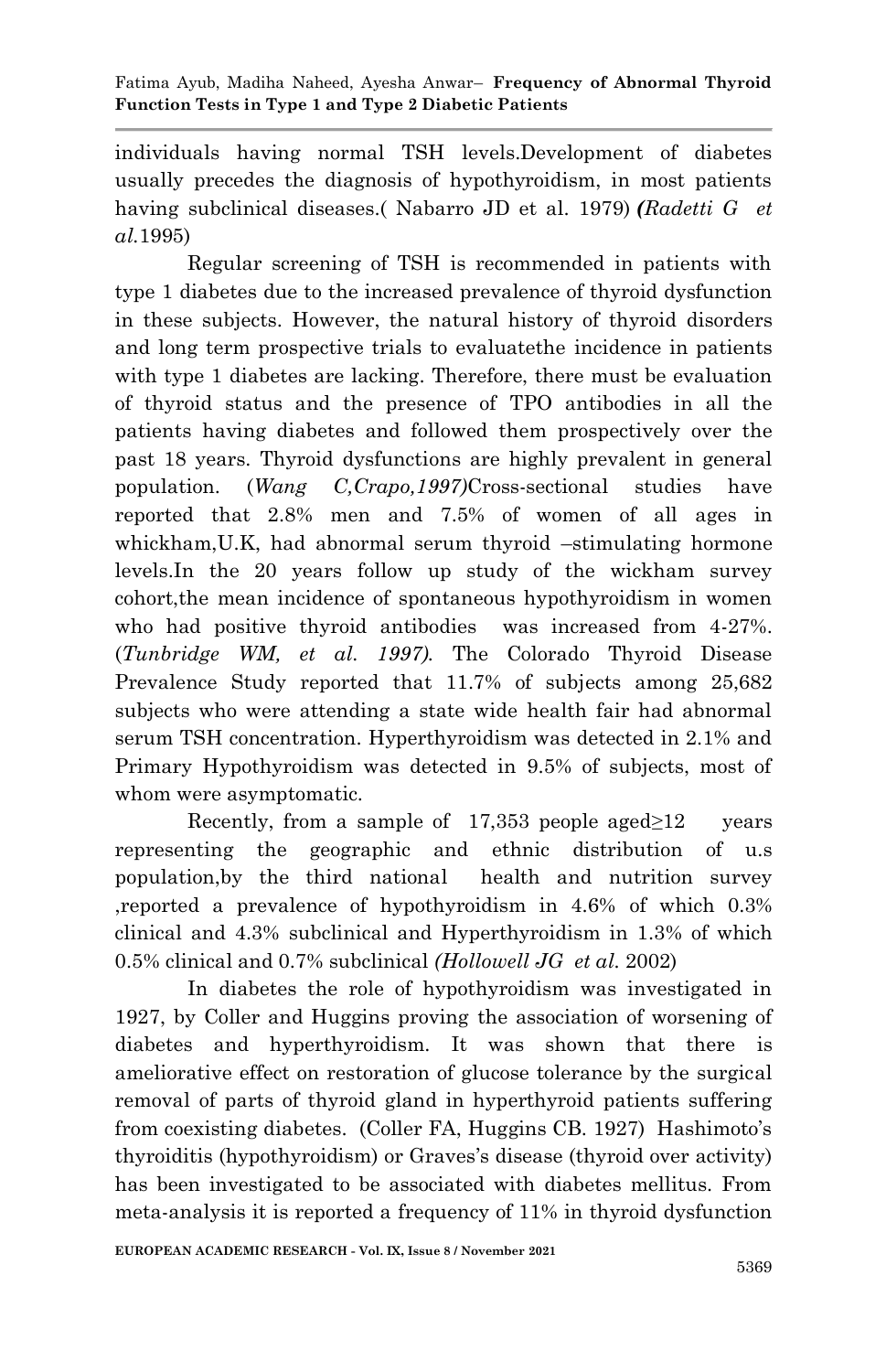individuals having normal TSH levels.Development of diabetes usually precedes the diagnosis of hypothyroidism, in most patients having subclinical diseases.( Nabarro JD et al. 1979) ***(****Radetti G et al.*1995)

Regular screening of TSH is recommended in patients with type 1 diabetes due to the increased prevalence of thyroid dysfunction in these subjects. However, the natural history of thyroid disorders and long term prospective trials to evaluatethe incidence in patients with type 1 diabetes are lacking. Therefore, there must be evaluation of thyroid status and the presence of TPO antibodies in all the patients having diabetes and followed them prospectively over the past 18 years. Thyroid dysfunctions are highly prevalent in general population. (*Wang C,Crapo,1997)*Cross-sectional studies have reported that 2.8% men and 7.5% of women of all ages in whickham,U.K, had abnormal serum thyroid –stimulating hormone levels.In the 20 years follow up study of the wickham survey cohort,the mean incidence of spontaneous hypothyroidism in women who had positive thyroid antibodies was increased from 4-27%. (*Tunbridge WM, et al. 1997).* The Colorado Thyroid Disease Prevalence Study reported that 11.7% of subjects among 25,682 subjects who were attending a state wide health fair had abnormal serum TSH concentration. Hyperthyroidism was detected in 2.1% and Primary Hypothyroidism was detected in 9.5% of subjects, most of whom were asymptomatic.

Recently, from a sample of 17,353 people aged≥12 years representing the geographic and ethnic distribution of u.s population,by the third national health and nutrition survey ,reported a prevalence of hypothyroidism in 4.6% of which 0.3% clinical and 4.3% subclinical and Hyperthyroidism in 1.3% of which 0.5% clinical and 0.7% subclinical *(Hollowell JG et al.* 2002)

In diabetes the role of hypothyroidism was investigated in 1927, by Coller and Huggins proving the association of worsening of diabetes and hyperthyroidism. It was shown that there is ameliorative effect on restoration of glucose tolerance by the surgical removal of parts of thyroid gland in hyperthyroid patients suffering from coexisting diabetes. (Coller FA, Huggins CB. 1927) Hashimoto's thyroiditis (hypothyroidism) or Graves's disease (thyroid over activity) has been investigated to be associated with diabetes mellitus. From meta-analysis it is reported a frequency of 11% in thyroid dysfunction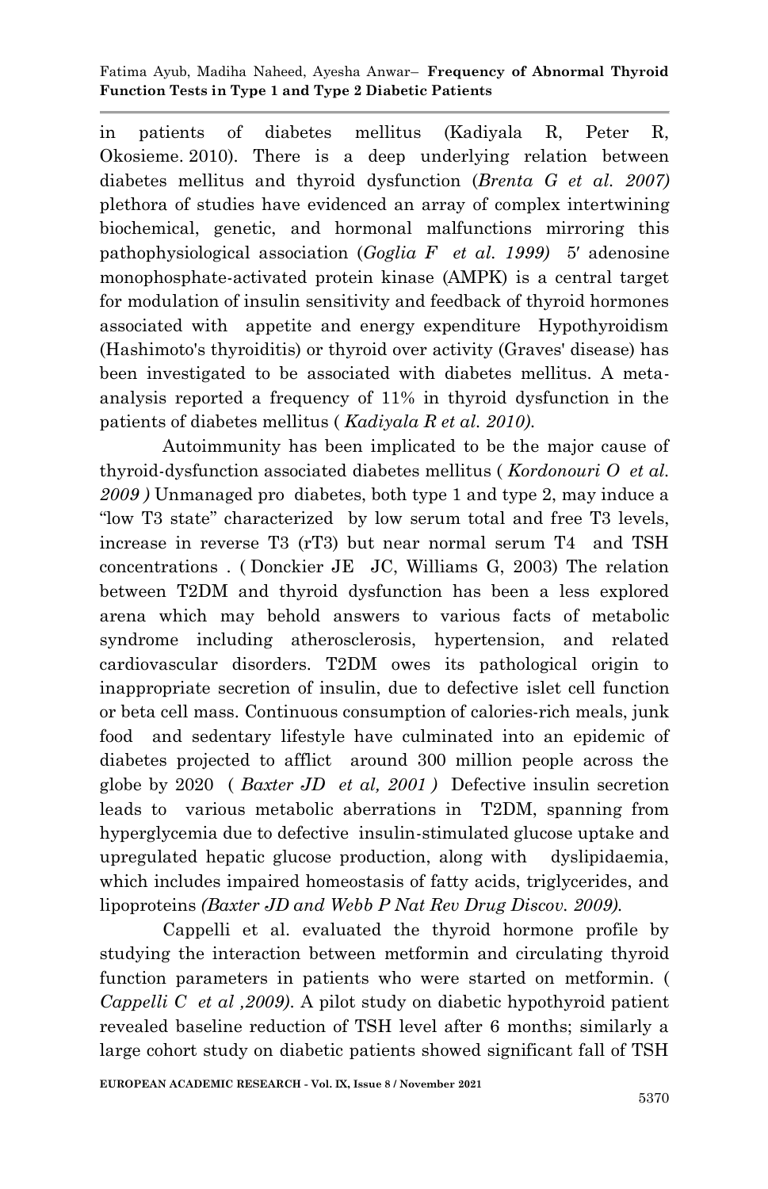in patients of diabetes mellitus (Kadiyala R, Peter R, Okosieme. 2010). There is a deep underlying relation between diabetes mellitus and thyroid dysfunction (*Brenta G et al. 2007)* plethora of studies have evidenced an array of complex intertwining biochemical, genetic, and hormonal malfunctions mirroring this pathophysiological association (*Goglia F et al. 1999)* 5′ adenosine monophosphate-activated protein kinase (AMPK) is a central target for modulation of insulin sensitivity and feedback of thyroid hormones associated with appetite and energy expenditure Hypothyroidism (Hashimoto's thyroiditis) or thyroid over activity (Graves' disease) has been investigated to be associated with diabetes mellitus. A meta-analysis reported a frequency of 11% in thyroid dysfunction in the patients of diabetes mellitus ( *Kadiyala R et al. 2010).*

Autoimmunity has been implicated to be the major cause of thyroid-dysfunction associated diabetes mellitus ( *Kordonouri O et al. 2009 )* Unmanaged pro diabetes, both type 1 and type 2, may induce a "low T3 state" characterized by low serum total and free T3 levels, increase in reverse T3 (rT3) but near normal serum T4 and TSH concentrations . ( Donckier JE JC, Williams G, 2003) The relation between T2DM and thyroid dysfunction has been a less explored arena which may behold answers to various facts of metabolic syndrome including atherosclerosis, hypertension, and related cardiovascular disorders. T2DM owes its pathological origin to inappropriate secretion of insulin, due to defective islet cell function or beta cell mass. Continuous consumption of calories-rich meals, junk food and sedentary lifestyle have culminated into an epidemic of diabetes projected to afflict around 300 million people across the globe by 2020 ( *Baxter JD et al, 2001 )* Defective insulin secretion leads to various metabolic aberrations in T2DM, spanning from hyperglycemia due to defective insulin-stimulated glucose uptake and upregulated hepatic glucose production, along with dyslipidaemia, which includes impaired homeostasis of fatty acids, triglycerides, and lipoproteins *(Baxter JD and Webb P Nat Rev Drug Discov. 2009).*

Cappelli et al. evaluated the thyroid hormone profile by studying the interaction between metformin and circulating thyroid function parameters in patients who were started on metformin. ( *Cappelli C et al ,2009).* A pilot study on diabetic hypothyroid patient revealed baseline reduction of TSH level after 6 months; similarly a large cohort study on diabetic patients showed significant fall of TSH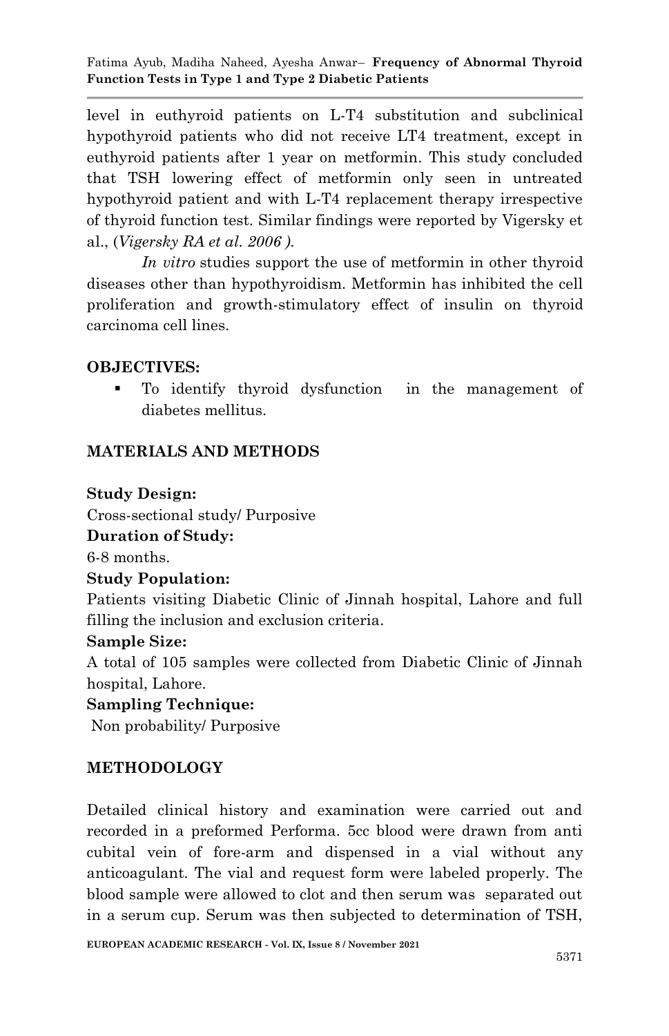level in euthyroid patients on L-T4 substitution and subclinical hypothyroid patients who did not receive LT4 treatment, except in euthyroid patients after 1 year on metformin. This study concluded that TSH lowering effect of metformin only seen in untreated hypothyroid patient and with L-T4 replacement therapy irrespective of thyroid function test. Similar findings were reported by Vigersky et al., (*Vigersky RA et al. 2006 )*.

*In vitro* studies support the use of metformin in other thyroid diseases other than hypothyroidism. Metformin has inhibited the cell proliferation and growth-stimulatory effect of insulin on thyroid carcinoma cell lines.

## OBJECTIVES:

- To identify thyroid dysfunction in the management of diabetes mellitus.

## MATERIALS AND METHODS

**Study Design:**

Cross-sectional study/ Purposive

**Duration of Study:**

6-8 months.

**Study Population:**

Patients visiting Diabetic Clinic of Jinnah hospital, Lahore and full filling the inclusion and exclusion criteria.

**Sample Size:**

A total of 105 samples were collected from Diabetic Clinic of Jinnah hospital, Lahore.

**Sampling Technique:**

Non probability/ Purposive

## METHODOLOGY

Detailed clinical history and examination were carried out and recorded in a preformed Performa. 5cc blood were drawn from anti cubital vein of fore-arm and dispensed in a vial without any anticoagulant. The vial and request form were labeled properly. The blood sample were allowed to clot and then serum was separated out in a serum cup. Serum was then subjected to determination of TSH,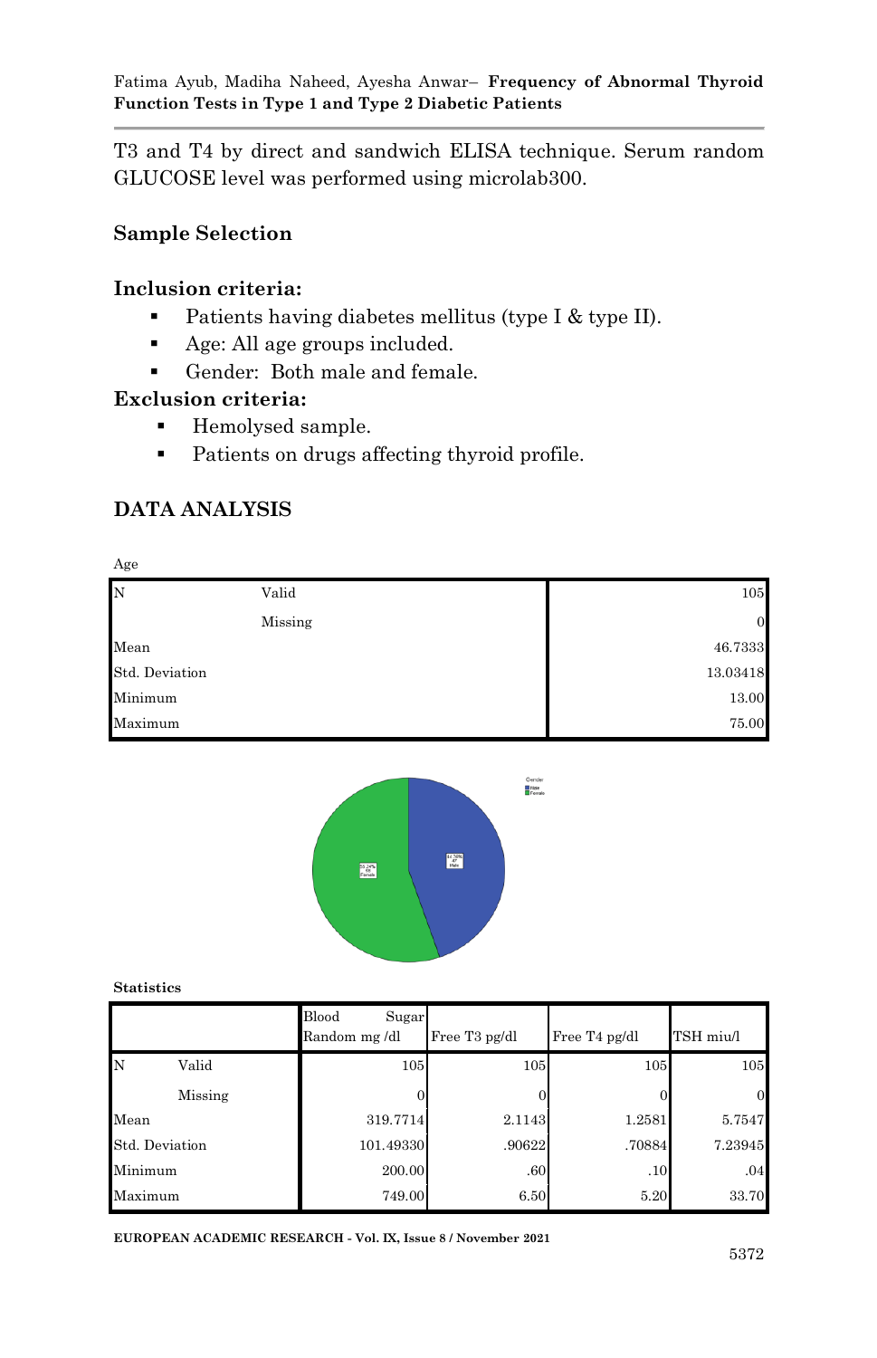T3 and T4 by direct and sandwich ELISA technique. Serum random GLUCOSE level was performed using microlab300.

### Sample Selection

### Inclusion criteria:

- Patients having diabetes mellitus (type I & type II).
- Age: All age groups included.
- Gender: Both male and female.

### Exclusion criteria:

- Hemolysed sample.
- Patients on drugs affecting thyroid profile.

## DATA ANALYSIS

Age

| | | |
|---|---|---|
| N | Valid | 105 |
| | Missing | 0 |
| Mean | | 46.7333 |
| Std. Deviation | | 13.03418 |
| Minimum | | 13.00 |
| Maximum | | 75.00 |

**Statistics**

| | | Blood Sugar Random mg /dl | Free T3 pg/dl | Free T4 pg/dl | TSH miu/l |
|---|---|---|---|---|---|
| N | Valid | 105 | 105 | 105 | 105 |
| | Missing | 0 | 0 | 0 | 0 |
| Mean | | 319.7714 | 2.1143 | 1.2581 | 5.7547 |
| Std. Deviation | | 101.49330 | .90622 | .70884 | 7.23945 |
| Minimum | | 200.00 | .60 | .10 | .04 |
| Maximum | | 749.00 | 6.50 | 5.20 | 33.70 |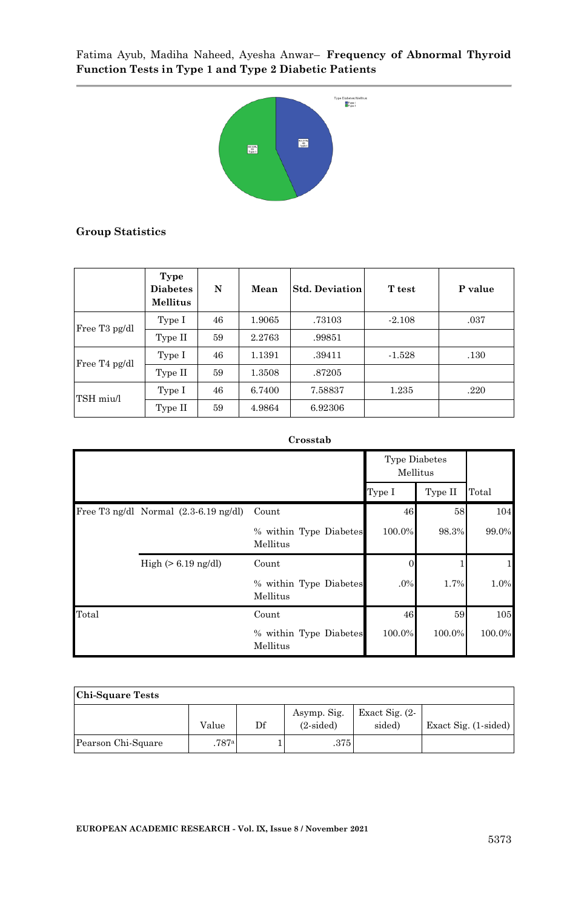## Group Statistics

| | Type Diabetes Mellitus | N | Mean | Std. Deviation | T test | P value |
|---|---|---|---|---|---|---|
| Free T3 pg/dl | Type I | 46 | 1.9065 | .73103 | -2.108 | .037 |
| | Type II | 59 | 2.2763 | .99851 | | |
| Free T4 pg/dl | Type I | 46 | 1.1391 | .39411 | -1.528 | .130 |
| | Type II | 59 | 1.3508 | .87205 | | |
| TSH miu/l | Type I | 46 | 6.7400 | 7.58837 | 1.235 | .220 |
| | Type II | 59 | 4.9864 | 6.92306 | | |

**Crosstab**

| | | | Type Diabetes Mellitus | | |
|---|---|---|---|---|---|
| | | | Type I | Type II | Total |
| Free T3 ng/dl | Normal (2.3-6.19 ng/dl) | Count | 46 | 58 | 104 |
| | | % within Type Diabetes Mellitus | 100.0% | 98.3% | 99.0% |
| | High (> 6.19 ng/dl) | Count | 0 | 1 | 1 |
| | | % within Type Diabetes Mellitus | .0% | 1.7% | 1.0% |
| Total | | Count | 46 | 59 | 105 |
| | | % within Type Diabetes Mellitus | 100.0% | 100.0% | 100.0% |

| Chi-Square Tests | | | | | |
|---|---|---|---|---|---|
| | Value | Df | Asymp. Sig. (2-sided) | Exact Sig. (2-sided) | Exact Sig. (1-sided) |
| Pearson Chi-Square | .787[a] | 1 | .375 | | |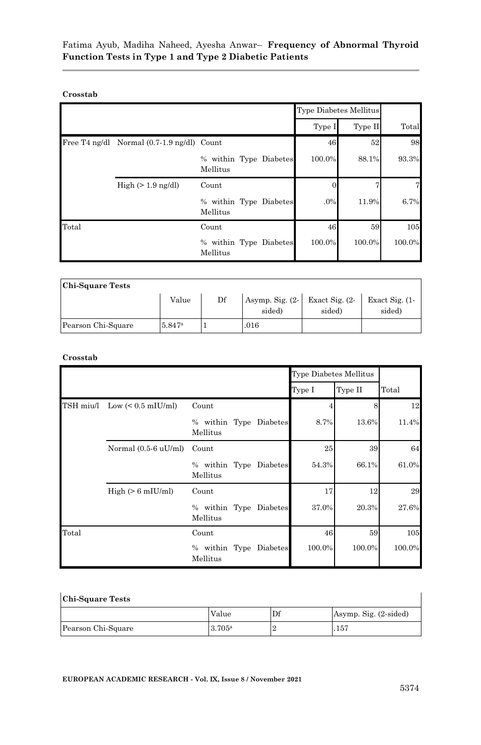**Crosstab**

| | | | Type Diabetes Mellitus | | Total |
|---|---|---|---|---|---|
| | | | Type I | Type II | |
| Free T4 ng/dl | Normal (0.7-1.9 ng/dl) | Count | 46 | 52 | 98 |
| | | % within Type Diabetes Mellitus | 100.0% | 88.1% | 93.3% |
| | High (> 1.9 ng/dl) | Count | 0 | 7 | 7 |
| | | % within Type Diabetes Mellitus | .0% | 11.9% | 6.7% |
| Total | | Count | 46 | 59 | 105 |
| | | % within Type Diabetes Mellitus | 100.0% | 100.0% | 100.0% |

| Chi-Square Tests | | | | | |
|---|---|---|---|---|---|
| | Value | Df | Asymp. Sig. (2-sided) | Exact Sig. (2-sided) | Exact Sig. (1-sided) |
| Pearson Chi-Square | 5.847[a] | 1 | .016 | | |

**Crosstab**

| | | | Type Diabetes Mellitus | | Total |
|---|---|---|---|---|---|
| | | | Type I | Type II | |
| TSH miu/l | Low (< 0.5 mIU/ml) | Count | 4 | 8 | 12 |
| | | % within Type Diabetes Mellitus | 8.7% | 13.6% | 11.4% |
| | Normal (0.5-6 uU/ml) | Count | 25 | 39 | 64 |
| | | % within Type Diabetes Mellitus | 54.3% | 66.1% | 61.0% |
| | High (> 6 mIU/ml) | Count | 17 | 12 | 29 |
| | | % within Type Diabetes Mellitus | 37.0% | 20.3% | 27.6% |
| Total | | Count | 46 | 59 | 105 |
| | | % within Type Diabetes Mellitus | 100.0% | 100.0% | 100.0% |

| Chi-Square Tests | | | |
|---|---|---|---|
| | Value | Df | Asymp. Sig. (2-sided) |
| Pearson Chi-Square | 3.705[a] | 2 | .157 |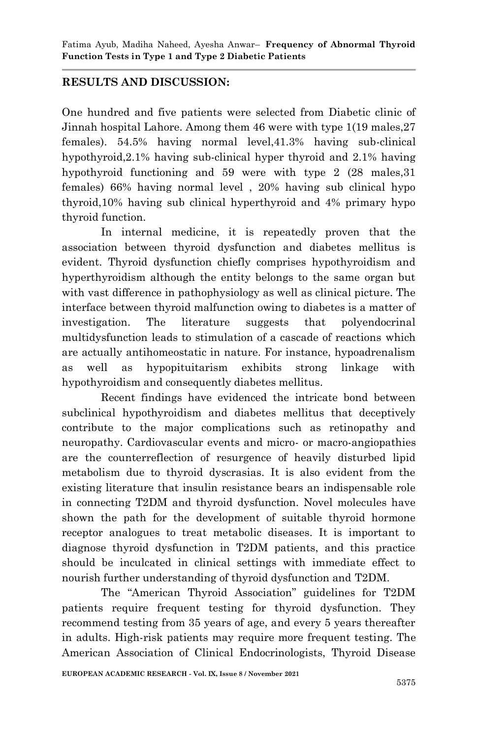## RESULTS AND DISCUSSION:

One hundred and five patients were selected from Diabetic clinic of Jinnah hospital Lahore. Among them 46 were with type 1(19 males,27 females). 54.5% having normal level,41.3% having sub-clinical hypothyroid,2.1% having sub-clinical hyper thyroid and 2.1% having hypothyroid functioning and 59 were with type 2 (28 males,31 females) 66% having normal level , 20% having sub clinical hypo thyroid,10% having sub clinical hyperthyroid and 4% primary hypo thyroid function.

In internal medicine, it is repeatedly proven that the association between thyroid dysfunction and diabetes mellitus is evident. Thyroid dysfunction chiefly comprises hypothyroidism and hyperthyroidism although the entity belongs to the same organ but with vast difference in pathophysiology as well as clinical picture. The interface between thyroid malfunction owing to diabetes is a matter of investigation. The literature suggests that polyendocrinal multidysfunction leads to stimulation of a cascade of reactions which are actually antihomeostatic in nature. For instance, hypoadrenalism as well as hypopituitarism exhibits strong linkage with hypothyroidism and consequently diabetes mellitus.

Recent findings have evidenced the intricate bond between subclinical hypothyroidism and diabetes mellitus that deceptively contribute to the major complications such as retinopathy and neuropathy. Cardiovascular events and micro- or macro-angiopathies are the counterreflection of resurgence of heavily disturbed lipid metabolism due to thyroid dyscrasias. It is also evident from the existing literature that insulin resistance bears an indispensable role in connecting T2DM and thyroid dysfunction. Novel molecules have shown the path for the development of suitable thyroid hormone receptor analogues to treat metabolic diseases. It is important to diagnose thyroid dysfunction in T2DM patients, and this practice should be inculcated in clinical settings with immediate effect to nourish further understanding of thyroid dysfunction and T2DM.

The "American Thyroid Association" guidelines for T2DM patients require frequent testing for thyroid dysfunction. They recommend testing from 35 years of age, and every 5 years thereafter in adults. High-risk patients may require more frequent testing. The American Association of Clinical Endocrinologists, Thyroid Disease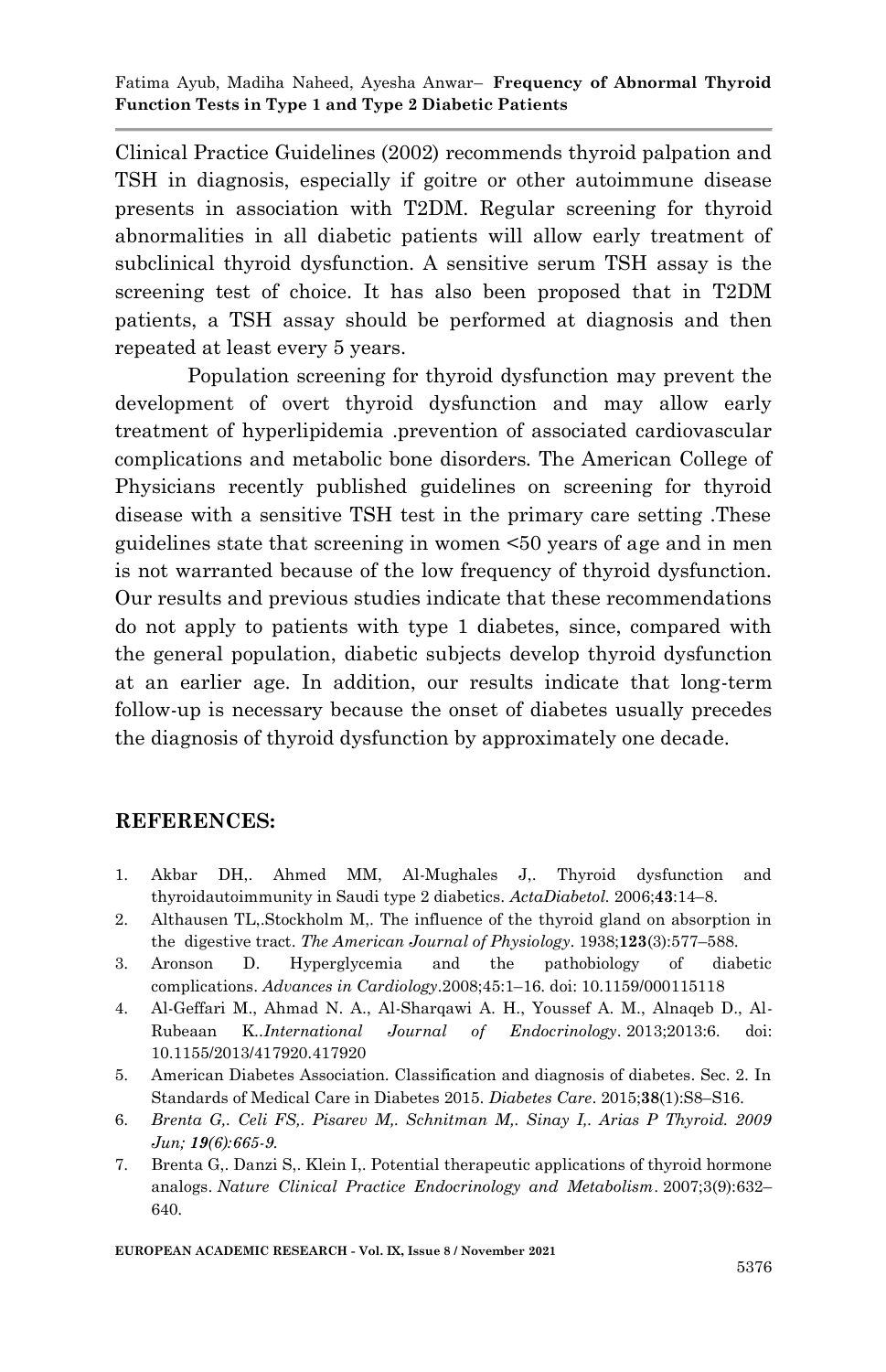Clinical Practice Guidelines (2002) recommends thyroid palpation and TSH in diagnosis, especially if goitre or other autoimmune disease presents in association with T2DM. Regular screening for thyroid abnormalities in all diabetic patients will allow early treatment of subclinical thyroid dysfunction. A sensitive serum TSH assay is the screening test of choice. It has also been proposed that in T2DM patients, a TSH assay should be performed at diagnosis and then repeated at least every 5 years.

Population screening for thyroid dysfunction may prevent the development of overt thyroid dysfunction and may allow early treatment of hyperlipidemia .prevention of associated cardiovascular complications and metabolic bone disorders. The American College of Physicians recently published guidelines on screening for thyroid disease with a sensitive TSH test in the primary care setting .These guidelines state that screening in women <50 years of age and in men is not warranted because of the low frequency of thyroid dysfunction. Our results and previous studies indicate that these recommendations do not apply to patients with type 1 diabetes, since, compared with the general population, diabetic subjects develop thyroid dysfunction at an earlier age. In addition, our results indicate that long-term follow-up is necessary because the onset of diabetes usually precedes the diagnosis of thyroid dysfunction by approximately one decade.

## REFERENCES:

1. Akbar DH,. Ahmed MM, Al-Mughales J,. Thyroid dysfunction and thyroidautoimmunity in Saudi type 2 diabetics. *ActaDiabetol.* 2006;**43**:14–8.
2. Althausen TL,.Stockholm M,. The influence of the thyroid gland on absorption in the digestive tract. *The American Journal of Physiology*. 1938;**123**(3):577–588.
3. Aronson D. Hyperglycemia and the pathobiology of diabetic complications. *Advances in Cardiology*.2008;45:1–16. doi: 10.1159/000115118
4. Al-Geffari M., Ahmad N. A., Al-Sharqawi A. H., Youssef A. M., Alnaqeb D., Al-Rubeaan K..*International Journal of Endocrinology*. 2013;2013:6. doi: 10.1155/2013/417920.417920
5. American Diabetes Association. Classification and diagnosis of diabetes. Sec. 2. In Standards of Medical Care in Diabetes 2015. *Diabetes Care*. 2015;**38**(1):S8–S16.
6. *Brenta G,. Celi FS,. Pisarev M,. Schnitman M,. Sinay I,. Arias P Thyroid. 2009 Jun; **19(6)**:665-9.*
7. Brenta G,. Danzi S,. Klein I,. Potential therapeutic applications of thyroid hormone analogs. *Nature Clinical Practice Endocrinology and Metabolism*. 2007;3(9):632–640.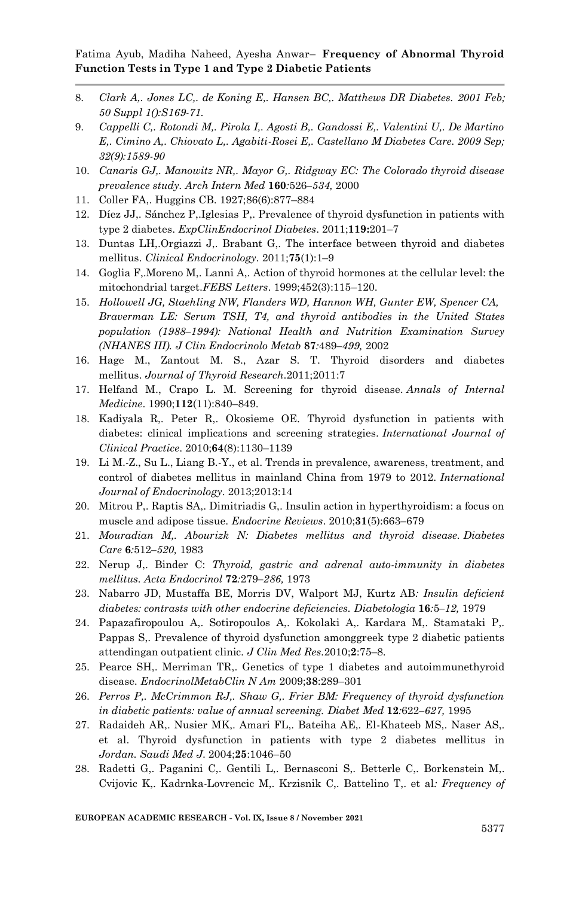8. *Clark A,. Jones LC,. de Koning E,. Hansen BC,. Matthews DR Diabetes. 2001 Feb; 50 Suppl 1():S169-71.*
9. *Cappelli C,. Rotondi M,. Pirola I,. Agosti B,. Gandossi E,. Valentini U,. De Martino E,. Cimino A,. Chiovato L,. Agabiti-Rosei E,. Castellano M Diabetes Care. 2009 Sep; 32(9):1589-90*
10. *Canaris GJ,. Manowitz NR,. Mayor G,. Ridgway EC: The Colorado thyroid disease prevalence study. Arch Intern Med* **160***:*526*–534,* 2000
11. Coller FA,. Huggins CB. 1927;86(6):877–884
12. Díez JJ,. Sánchez P,.Iglesias P,. Prevalence of thyroid dysfunction in patients with type 2 diabetes. *ExpClinEndocrinol Diabetes*. 2011;**119:**201–7
13. Duntas LH,.Orgiazzi J,. Brabant G,. The interface between thyroid and diabetes mellitus. *Clinical Endocrinology*. 2011;**75**(1):1–9
14. Goglia F,.Moreno M,. Lanni A,. Action of thyroid hormones at the cellular level: the mitochondrial target.*FEBS Letters*. 1999;452(3):115–120.
15. *Hollowell JG, Staehling NW, Flanders WD, Hannon WH, Gunter EW, Spencer CA, Braverman LE: Serum TSH, T4, and thyroid antibodies in the United States population (1988–1994): National Health and Nutrition Examination Survey (NHANES III). J Clin Endocrinolo Metab* **87***:*489*–499,* 2002
16. Hage M., Zantout M. S., Azar S. T. Thyroid disorders and diabetes mellitus. *Journal of Thyroid Research*.2011;2011:7
17. Helfand M., Crapo L. M. Screening for thyroid disease. *Annals of Internal Medicine*. 1990;**112**(11):840–849.
18. Kadiyala R,. Peter R,. Okosieme OE. Thyroid dysfunction in patients with diabetes: clinical implications and screening strategies. *International Journal of Clinical Practice*. 2010;**64**(8):1130–1139
19. Li M.-Z., Su L., Liang B.-Y., et al. Trends in prevalence, awareness, treatment, and control of diabetes mellitus in mainland China from 1979 to 2012. *International Journal of Endocrinology*. 2013;2013:14
20. Mitrou P,. Raptis SA,. Dimitriadis G,. Insulin action in hyperthyroidism: a focus on muscle and adipose tissue. *Endocrine Reviews*. 2010;**31**(5):663–679
21. *Mouradian M,. Abourizk N: Diabetes mellitus and thyroid disease. Diabetes Care* **6***:*512*–520,* 1983
22. Nerup J,. Binder C: *Thyroid, gastric and adrenal auto-immunity in diabetes mellitus. Acta Endocrinol* **72***:*279*–286,* 1973
23. Nabarro JD, Mustaffa BE, Morris DV, Walport MJ, Kurtz AB*: Insulin deficient diabetes: contrasts with other endocrine deficiencies. Diabetologia* **16***:*5*–12,* 1979
24. Papazafiropoulou A,. Sotiropoulos A,. Kokolaki A,. Kardara M,. Stamataki P,. Pappas S,. Prevalence of thyroid dysfunction amonggreek type 2 diabetic patients attendingan outpatient clinic. *J Clin Med Res*.2010;**2**:75–8.
25. Pearce SH,. Merriman TR,. Genetics of type 1 diabetes and autoimmunethyroid disease. *EndocrinolMetabClin N Am* 2009;**38**:289–301
26. *Perros P,. McCrimmon RJ,. Shaw G,. Frier BM: Frequency of thyroid dysfunction in diabetic patients: value of annual screening. Diabet Med* **12***:*622*–627,* 1995
27. Radaideh AR,. Nusier MK,. Amari FL,. Bateiha AE,. El-Khateeb MS,. Naser AS,. et al. Thyroid dysfunction in patients with type 2 diabetes mellitus in Jordan. *Saudi Med J*. 2004;**25**:1046–50
28. Radetti G,. Paganini C,. Gentili L,. Bernasconi S,. Betterle C,. Borkenstein M,. Cvijovic K,. Kadrnka-Lovrencic M,. Krzisnik C,. Battelino T,. et al*: Frequency of*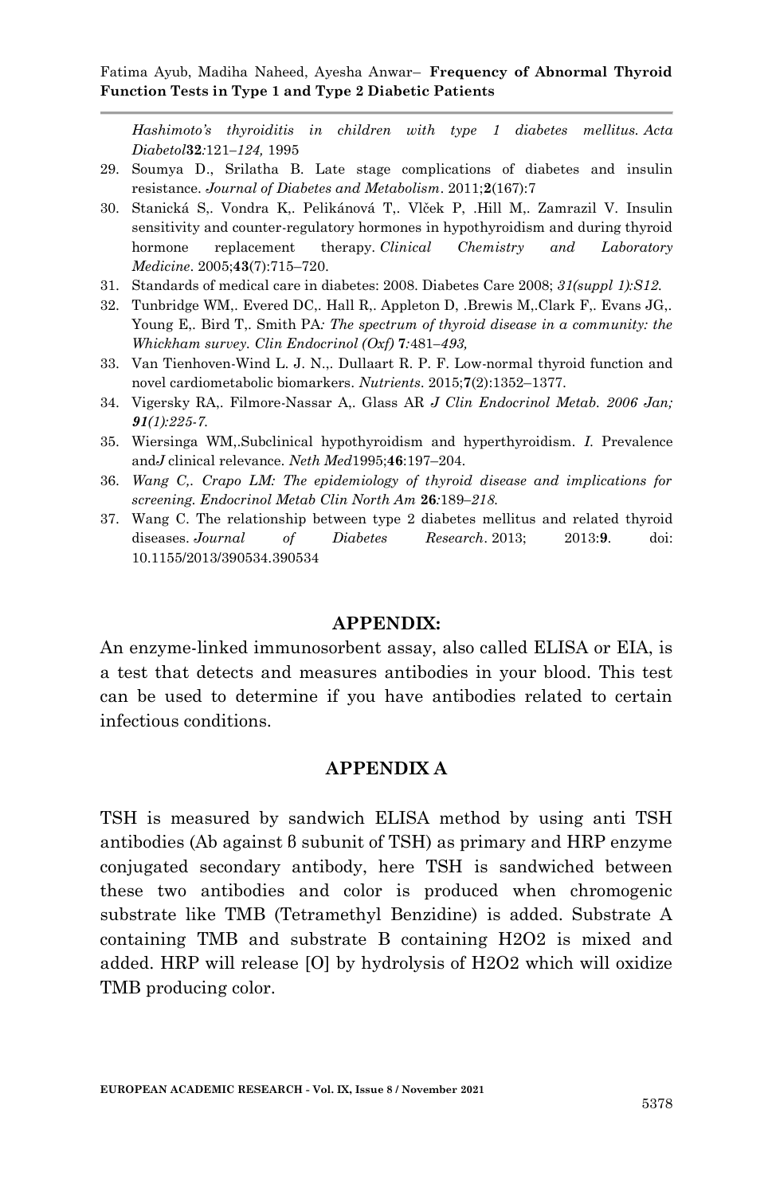*Hashimoto's thyroiditis in children with type 1 diabetes mellitus. Acta Diabetol*32*:*121–*124,* 1995

29. Soumya D., Srilatha B. Late stage complications of diabetes and insulin resistance. *Journal of Diabetes and Metabolism*. 2011;**2**(167):7
30. Stanická S,. Vondra K,. Pelikánová T,. Vlček P, .Hill M,. Zamrazil V. Insulin sensitivity and counter-regulatory hormones in hypothyroidism and during thyroid hormone replacement therapy. *Clinical Chemistry and Laboratory Medicine*. 2005;**43**(7):715–720.
31. Standards of medical care in diabetes: 2008. Diabetes Care 2008; *31(suppl 1):S12.*
32. Tunbridge WM,. Evered DC,. Hall R,. Appleton D, .Brewis M,.Clark F,. Evans JG,. Young E,. Bird T,. Smith PA*: The spectrum of thyroid disease in a community: the Whickham survey. Clin Endocrinol (Oxf)* **7***:*481–*493,*
33. Van Tienhoven-Wind L. J. N.,. Dullaart R. P. F. Low-normal thyroid function and novel cardiometabolic biomarkers. *Nutrients*. 2015;**7**(2):1352–1377.
34. Vigersky RA,. Filmore-Nassar A,. Glass AR *J Clin Endocrinol Metab. 2006 Jan;* ***91****(1):225-7.*
35. Wiersinga WM,.Subclinical hypothyroidism and hyperthyroidism. *I.* Prevalence and*J* clinical relevance. *Neth Med*1995;**46**:197–204.
36. *Wang C,. Crapo LM: The epidemiology of thyroid disease and implications for screening. Endocrinol Metab Clin North Am* **26***:*189–*218.*
37. Wang C. The relationship between type 2 diabetes mellitus and related thyroid diseases. *Journal of Diabetes Research*. 2013; 2013:**9**. doi: 10.1155/2013/390534.390534

## APPENDIX:

An enzyme-linked immunosorbent assay, also called ELISA or EIA, is a test that detects and measures antibodies in your blood. This test can be used to determine if you have antibodies related to certain infectious conditions.

## APPENDIX A

TSH is measured by sandwich ELISA method by using anti TSH antibodies (Ab against β subunit of TSH) as primary and HRP enzyme conjugated secondary antibody, here TSH is sandwiched between these two antibodies and color is produced when chromogenic substrate like TMB (Tetramethyl Benzidine) is added. Substrate A containing TMB and substrate B containing $H_2O_2$ is mixed and added. HRP will release [O] by hydrolysis of $H_2O_2$ which will oxidize TMB producing color.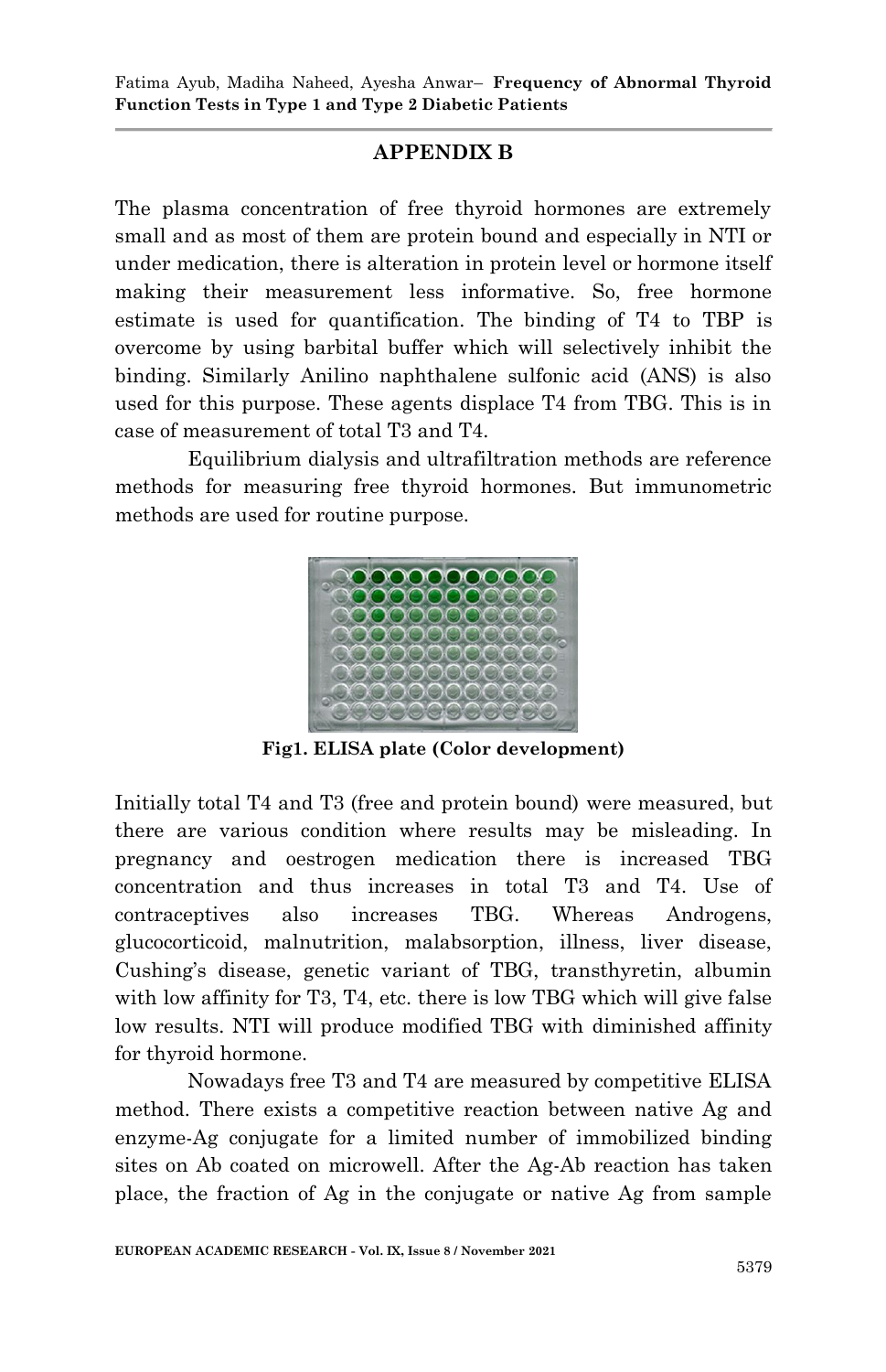## APPENDIX B

The plasma concentration of free thyroid hormones are extremely small and as most of them are protein bound and especially in NTI or under medication, there is alteration in protein level or hormone itself making their measurement less informative. So, free hormone estimate is used for quantification. The binding of T4 to TBP is overcome by using barbital buffer which will selectively inhibit the binding. Similarly Anilino naphthalene sulfonic acid (ANS) is also used for this purpose. These agents displace T4 from TBG. This is in case of measurement of total T3 and T4.

Equilibrium dialysis and ultrafiltration methods are reference methods for measuring free thyroid hormones. But immunometric methods are used for routine purpose.

**Fig1. ELISA plate (Color development)**

Initially total T4 and T3 (free and protein bound) were measured, but there are various condition where results may be misleading. In pregnancy and oestrogen medication there is increased TBG concentration and thus increases in total T3 and T4. Use of contraceptives also increases TBG. Whereas Androgens, glucocorticoid, malnutrition, malabsorption, illness, liver disease, Cushing's disease, genetic variant of TBG, transthyretin, albumin with low affinity for T3, T4, etc. there is low TBG which will give false low results. NTI will produce modified TBG with diminished affinity for thyroid hormone.

Nowadays free T3 and T4 are measured by competitive ELISA method. There exists a competitive reaction between native Ag and enzyme-Ag conjugate for a limited number of immobilized binding sites on Ab coated on microwell. After the Ag-Ab reaction has taken place, the fraction of Ag in the conjugate or native Ag from sample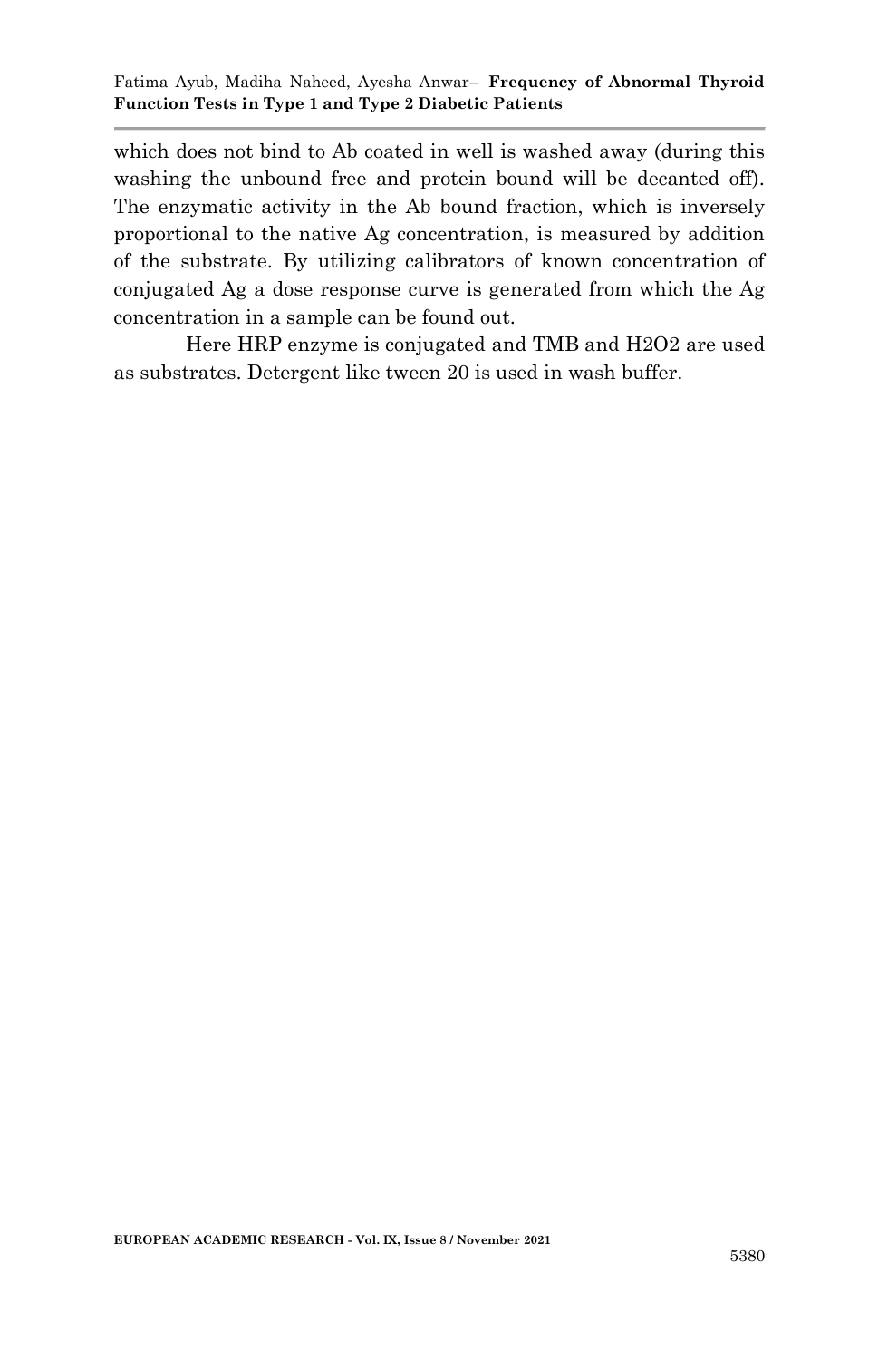which does not bind to Ab coated in well is washed away (during this washing the unbound free and protein bound will be decanted off). The enzymatic activity in the Ab bound fraction, which is inversely proportional to the native Ag concentration, is measured by addition of the substrate. By utilizing calibrators of known concentration of conjugated Ag a dose response curve is generated from which the Ag concentration in a sample can be found out.

Here HRP enzyme is conjugated and TMB and $H_2O_2$ are used as substrates. Detergent like tween 20 is used in wash buffer.